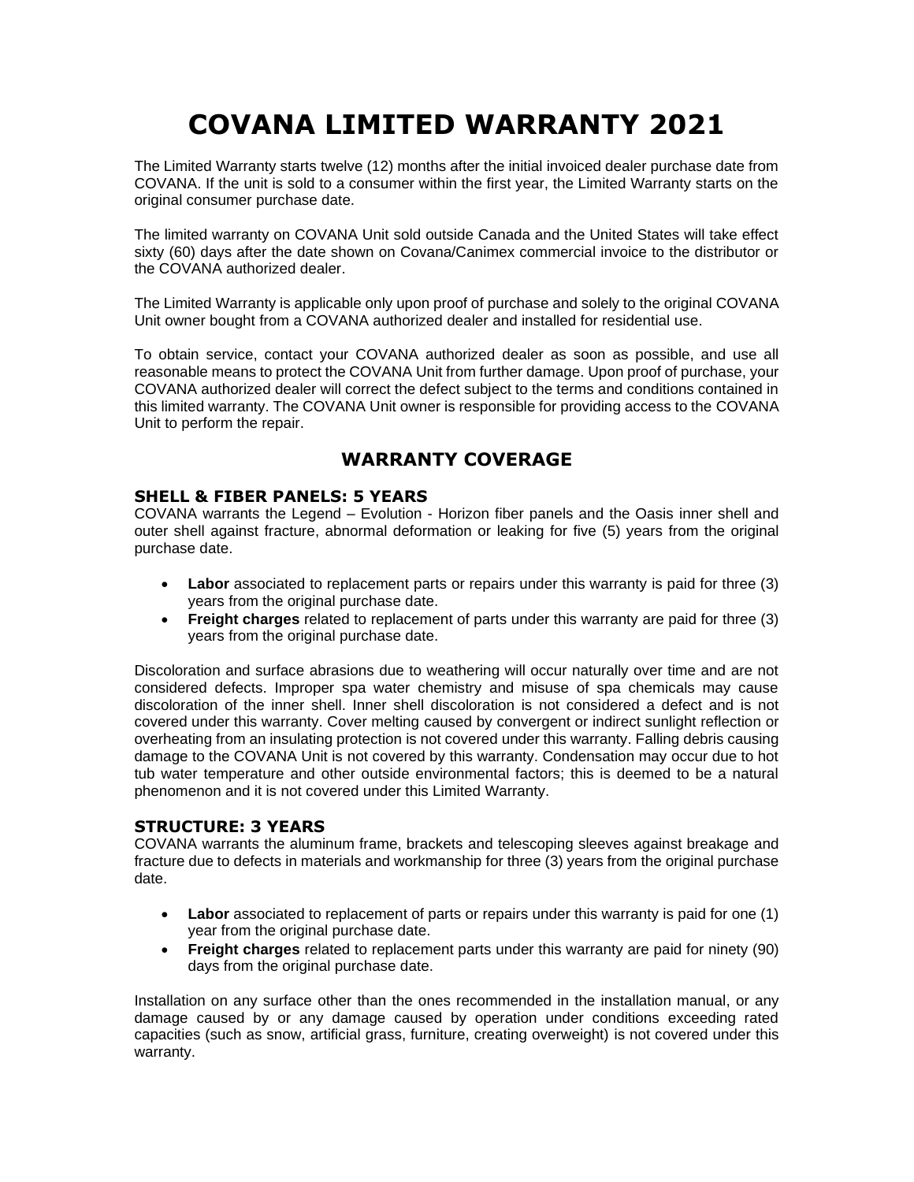# COVANA LIMITED WARRANTY 2021

The Limited Warranty starts twelve (12) months after the initial invoiced dealer purchase date from COVANA. If the unit is sold to a consumer within the first year, the Limited Warranty starts on the original consumer purchase date.

The limited warranty on COVANA Unit sold outside Canada and the United States will take effect sixty (60) days after the date shown on Covana/Canimex commercial invoice to the distributor or the COVANA authorized dealer.

The Limited Warranty is applicable only upon proof of purchase and solely to the original COVANA Unit owner bought from a COVANA authorized dealer and installed for residential use.

To obtain service, contact your COVANA authorized dealer as soon as possible, and use all reasonable means to protect the COVANA Unit from further damage. Upon proof of purchase, your COVANA authorized dealer will correct the defect subject to the terms and conditions contained in this limited warranty. The COVANA Unit owner is responsible for providing access to the COVANA Unit to perform the repair.

## WARRANTY COVERAGE

### SHELL & FIBER PANELS: 5 YEARS

COVANA warrants the Legend – Evolution - Horizon fiber panels and the Oasis inner shell and outer shell against fracture, abnormal deformation or leaking for five (5) years from the original purchase date.

- **Labor** associated to replacement parts or repairs under this warranty is paid for three (3) years from the original purchase date.
- **Freight charges** related to replacement of parts under this warranty are paid for three (3) years from the original purchase date.

Discoloration and surface abrasions due to weathering will occur naturally over time and are not considered defects. Improper spa water chemistry and misuse of spa chemicals may cause discoloration of the inner shell. Inner shell discoloration is not considered a defect and is not covered under this warranty. Cover melting caused by convergent or indirect sunlight reflection or overheating from an insulating protection is not covered under this warranty. Falling debris causing damage to the COVANA Unit is not covered by this warranty. Condensation may occur due to hot tub water temperature and other outside environmental factors; this is deemed to be a natural phenomenon and it is not covered under this Limited Warranty.

### STRUCTURE: 3 YEARS

COVANA warrants the aluminum frame, brackets and telescoping sleeves against breakage and fracture due to defects in materials and workmanship for three (3) years from the original purchase date.

- **Labor** associated to replacement of parts or repairs under this warranty is paid for one (1) year from the original purchase date.
- **Freight charges** related to replacement parts under this warranty are paid for ninety (90) days from the original purchase date.

Installation on any surface other than the ones recommended in the installation manual, or any damage caused by or any damage caused by operation under conditions exceeding rated capacities (such as snow, artificial grass, furniture, creating overweight) is not covered under this warranty.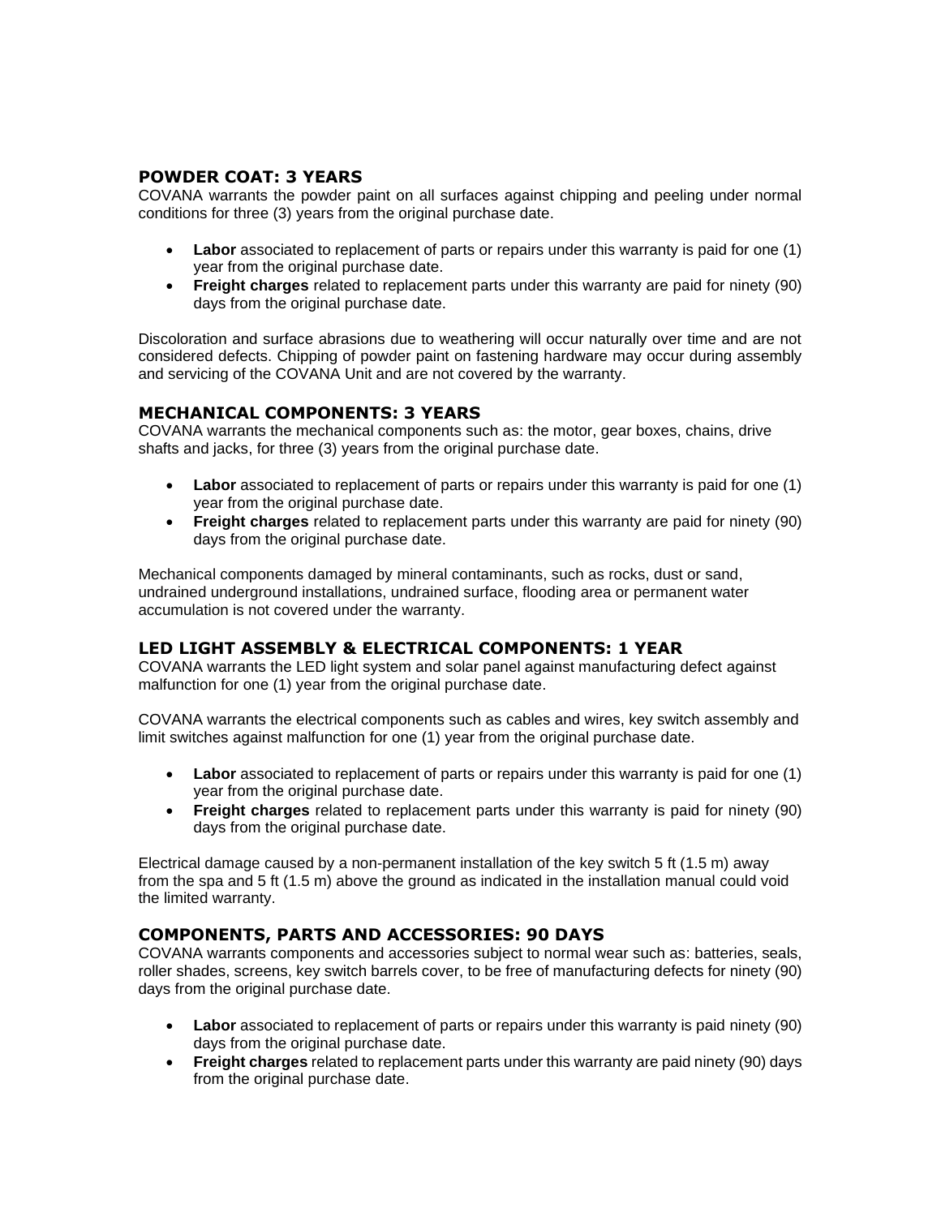## POWDER COAT: 3 YEARS

COVANA warrants the powder paint on all surfaces against chipping and peeling under normal conditions for three (3) years from the original purchase date.

- **Labor** associated to replacement of parts or repairs under this warranty is paid for one (1) year from the original purchase date.
- **Freight charges** related to replacement parts under this warranty are paid for ninety (90) days from the original purchase date.

Discoloration and surface abrasions due to weathering will occur naturally over time and are not considered defects. Chipping of powder paint on fastening hardware may occur during assembly and servicing of the COVANA Unit and are not covered by the warranty.

## MECHANICAL COMPONENTS: 3 YEARS

COVANA warrants the mechanical components such as: the motor, gear boxes, chains, drive shafts and jacks, for three (3) years from the original purchase date.

- **Labor** associated to replacement of parts or repairs under this warranty is paid for one (1) year from the original purchase date.
- **Freight charges** related to replacement parts under this warranty are paid for ninety (90) days from the original purchase date.

Mechanical components damaged by mineral contaminants, such as rocks, dust or sand, undrained underground installations, undrained surface, flooding area or permanent water accumulation is not covered under the warranty.

## LED LIGHT ASSEMBLY & ELECTRICAL COMPONENTS: 1 YEAR

COVANA warrants the LED light system and solar panel against manufacturing defect against malfunction for one (1) year from the original purchase date.

COVANA warrants the electrical components such as cables and wires, key switch assembly and limit switches against malfunction for one (1) year from the original purchase date.

- **Labor** associated to replacement of parts or repairs under this warranty is paid for one (1) year from the original purchase date.
- **Freight charges** related to replacement parts under this warranty is paid for ninety (90) days from the original purchase date.

Electrical damage caused by a non-permanent installation of the key switch 5 ft (1.5 m) away from the spa and 5 ft (1.5 m) above the ground as indicated in the installation manual could void the limited warranty.

## COMPONENTS, PARTS AND ACCESSORIES: 90 DAYS

COVANA warrants components and accessories subject to normal wear such as: batteries, seals, roller shades, screens, key switch barrels cover, to be free of manufacturing defects for ninety (90) days from the original purchase date.

- **Labor** associated to replacement of parts or repairs under this warranty is paid ninety (90) days from the original purchase date.
- **Freight charges** related to replacement parts under this warranty are paid ninety (90) days from the original purchase date.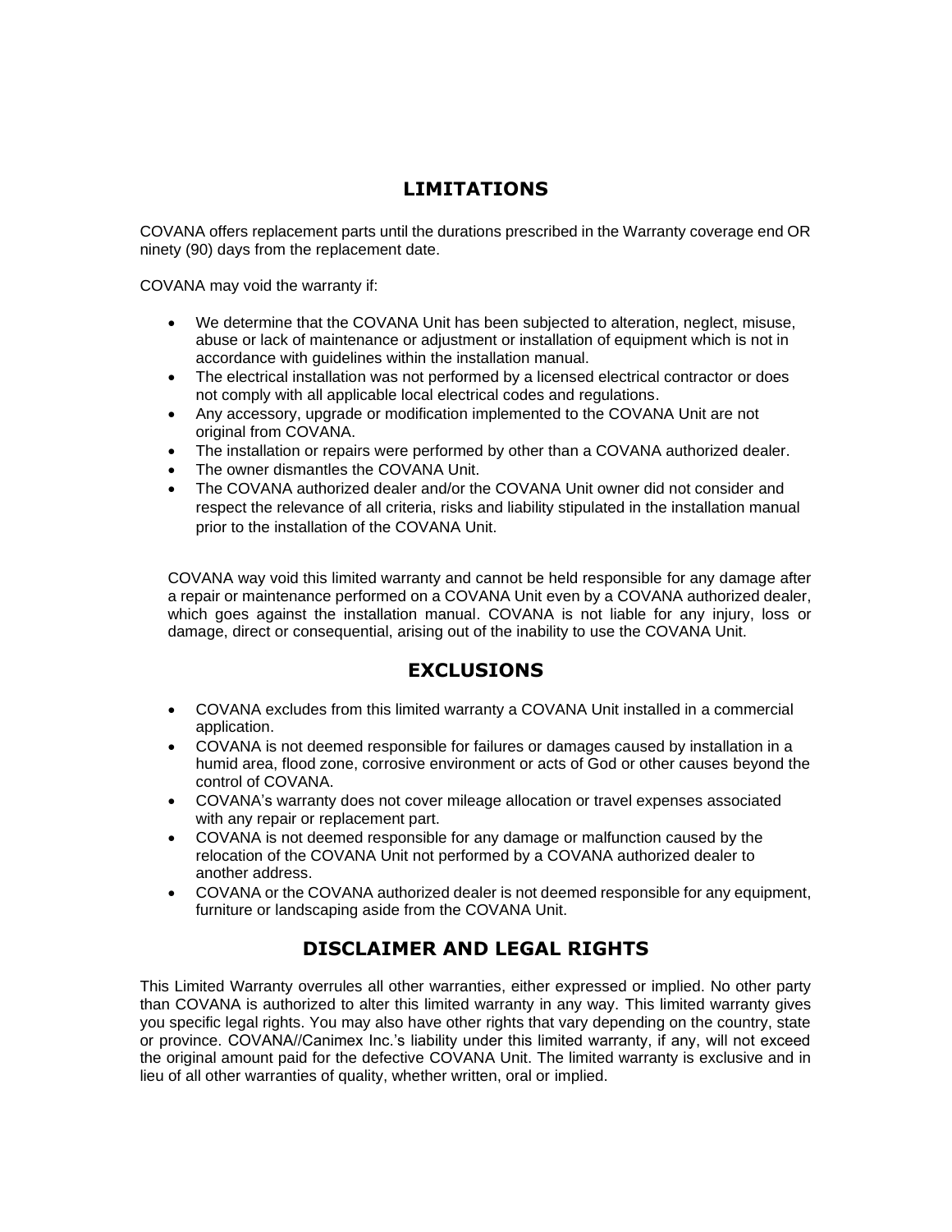## LIMITATIONS

COVANA offers replacement parts until the durations prescribed in the Warranty coverage end OR ninety (90) days from the replacement date.

COVANA may void the warranty if:

- We determine that the COVANA Unit has been subjected to alteration, neglect, misuse, abuse or lack of maintenance or adjustment or installation of equipment which is not in accordance with guidelines within the installation manual.
- The electrical installation was not performed by a licensed electrical contractor or does not comply with all applicable local electrical codes and regulations.
- Any accessory, upgrade or modification implemented to the COVANA Unit are not original from COVANA.
- The installation or repairs were performed by other than a COVANA authorized dealer.
- The owner dismantles the COVANA Unit.
- The COVANA authorized dealer and/or the COVANA Unit owner did not consider and respect the relevance of all criteria, risks and liability stipulated in the installation manual prior to the installation of the COVANA Unit.

COVANA way void this limited warranty and cannot be held responsible for any damage after a repair or maintenance performed on a COVANA Unit even by a COVANA authorized dealer, which goes against the installation manual. COVANA is not liable for any injury, loss or damage, direct or consequential, arising out of the inability to use the COVANA Unit.

## EXCLUSIONS

- COVANA excludes from this limited warranty a COVANA Unit installed in a commercial application.
- COVANA is not deemed responsible for failures or damages caused by installation in a humid area, flood zone, corrosive environment or acts of God or other causes beyond the control of COVANA.
- COVANA's warranty does not cover mileage allocation or travel expenses associated with any repair or replacement part.
- COVANA is not deemed responsible for any damage or malfunction caused by the relocation of the COVANA Unit not performed by a COVANA authorized dealer to another address.
- COVANA or the COVANA authorized dealer is not deemed responsible for any equipment, furniture or landscaping aside from the COVANA Unit.

## DISCLAIMER AND LEGAL RIGHTS

This Limited Warranty overrules all other warranties, either expressed or implied. No other party than COVANA is authorized to alter this limited warranty in any way. This limited warranty gives you specific legal rights. You may also have other rights that vary depending on the country, state or province. COVANA//Canimex Inc.'s liability under this limited warranty, if any, will not exceed the original amount paid for the defective COVANA Unit. The limited warranty is exclusive and in lieu of all other warranties of quality, whether written, oral or implied.